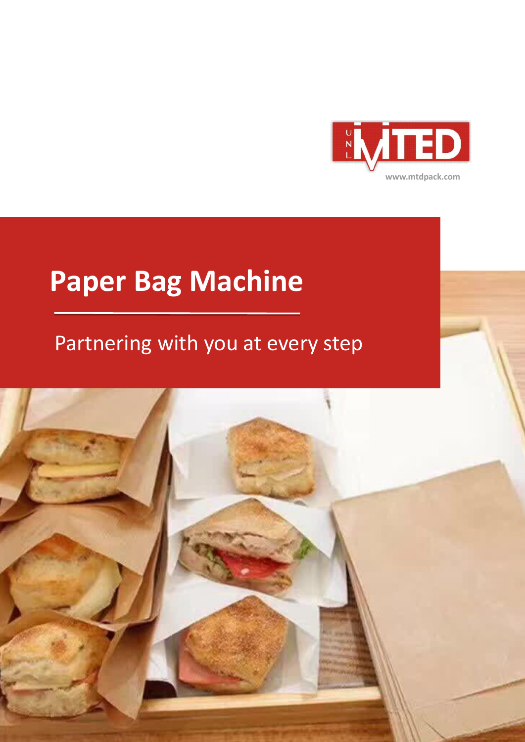UNL MTED

www.mtdpack.com

# Paper Bag Machine

Partnering with you at every step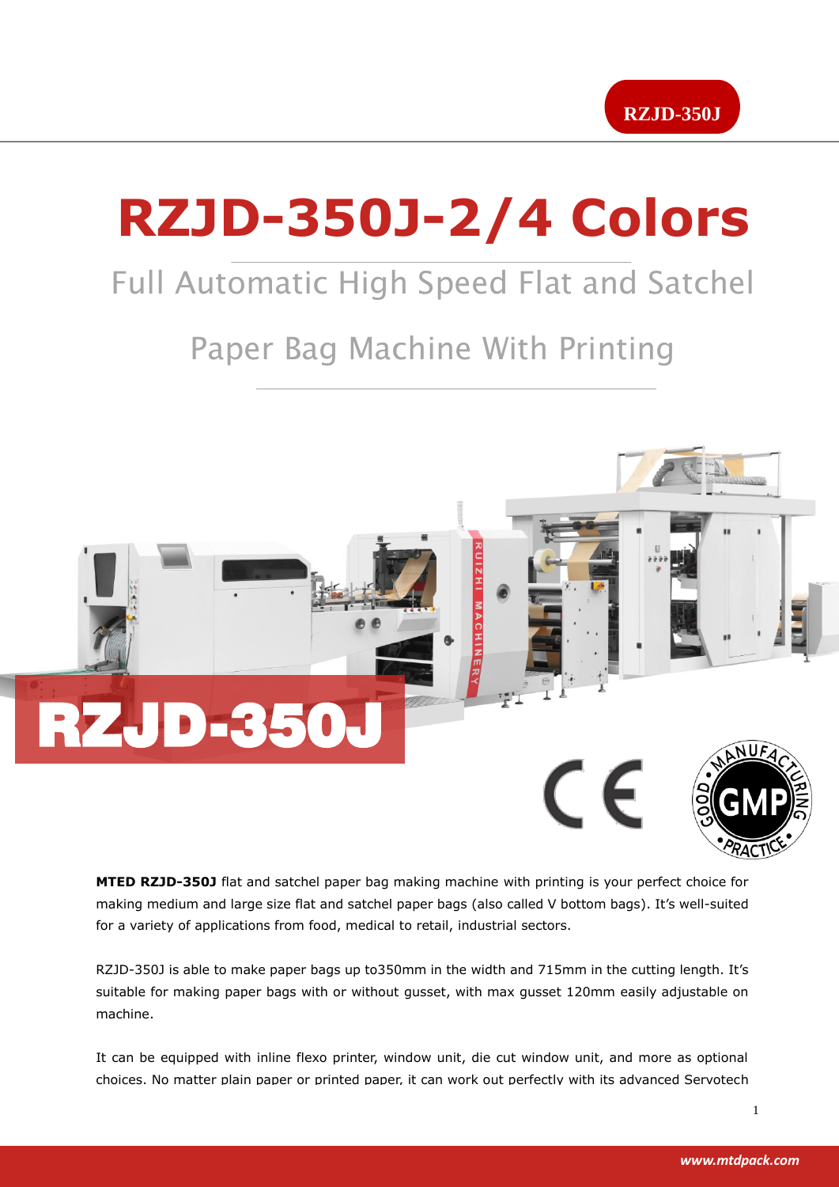# RZJD-350J-2/4 Colors

## Full Automatic High Speed Flat and Satchel Paper Bag Machine With Printing

**MTED RZJD-350J** flat and satchel paper bag making machine with printing is your perfect choice for making medium and large size flat and satchel paper bags (also called V bottom bags). It's well-suited for a variety of applications from food, medical to retail, industrial sectors.

RZJD-350J is able to make paper bags up to350mm in the width and 715mm in the cutting length. It's suitable for making paper bags with or without gusset, with max gusset 120mm easily adjustable on machine.

It can be equipped with inline flexo printer, window unit, die cut window unit, and more as optional choices. No matter plain paper or printed paper, it can work out perfectly with its advanced Servotech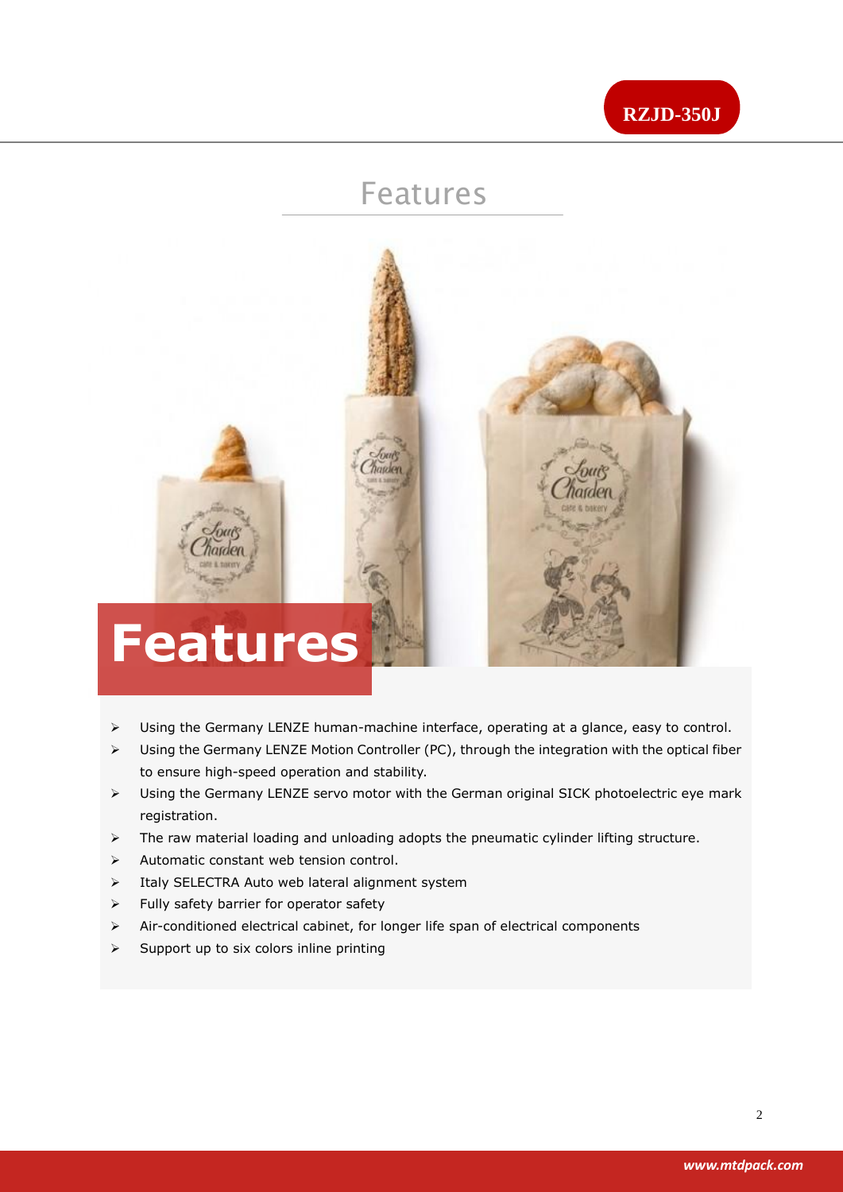# Features

## Features

- Using the Germany LENZE human-machine interface, operating at a glance, easy to control.
- Using the Germany LENZE Motion Controller (PC), through the integration with the optical fiber to ensure high-speed operation and stability.
- Using the Germany LENZE servo motor with the German original SICK photoelectric eye mark registration.
- The raw material loading and unloading adopts the pneumatic cylinder lifting structure.
- Automatic constant web tension control.
- Italy SELECTRA Auto web lateral alignment system
- Fully safety barrier for operator safety
- Air-conditioned electrical cabinet, for longer life span of electrical components
- Support up to six colors inline printing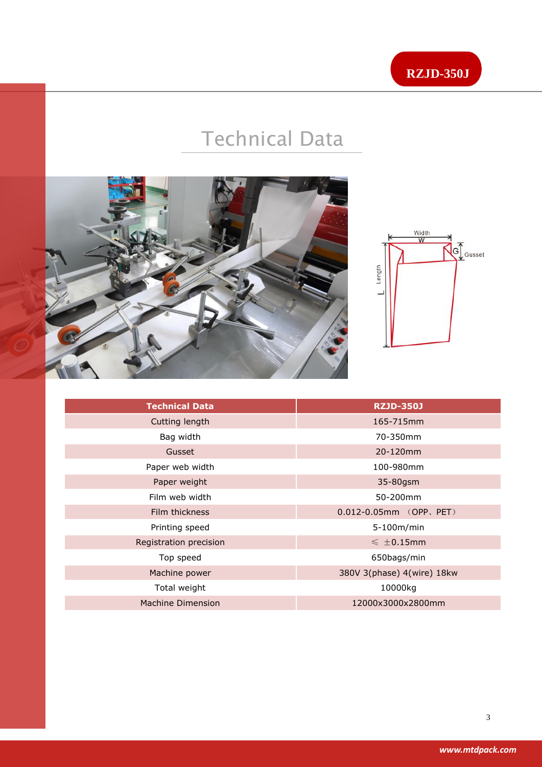RZJD-350J

# Technical Data

| Technical Data | RZJD-350J |
| --- | --- |
| Cutting length | 165-715mm |
| Bag width | 70-350mm |
| Gusset | 20-120mm |
| Paper web width | 100-980mm |
| Paper weight | 35-80gsm |
| Film web width | 50-200mm |
| Film thickness | 0.012-0.05mm （OPP、PET） |
| Printing speed | 5-100m/min |
| Registration precision | ≤ ±0.15mm |
| Top speed | 650bags/min |
| Machine power | 380V 3(phase) 4(wire) 18kw |
| Total weight | 10000kg |
| Machine Dimension | 12000x3000x2800mm |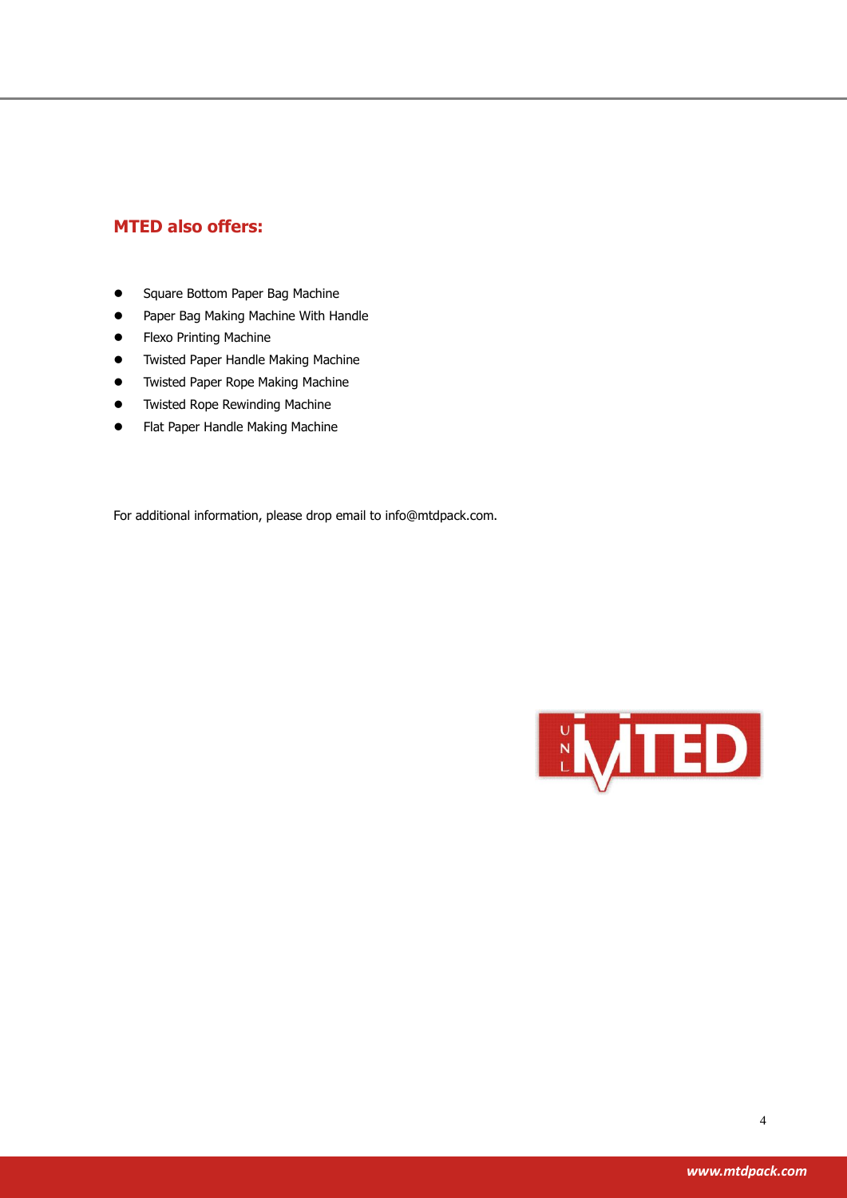## MTED also offers:

- Square Bottom Paper Bag Machine
- Paper Bag Making Machine With Handle
- Flexo Printing Machine
- Twisted Paper Handle Making Machine
- Twisted Paper Rope Making Machine
- Twisted Rope Rewinding Machine
- Flat Paper Handle Making Machine

For additional information, please drop email to info@mtdpack.com.